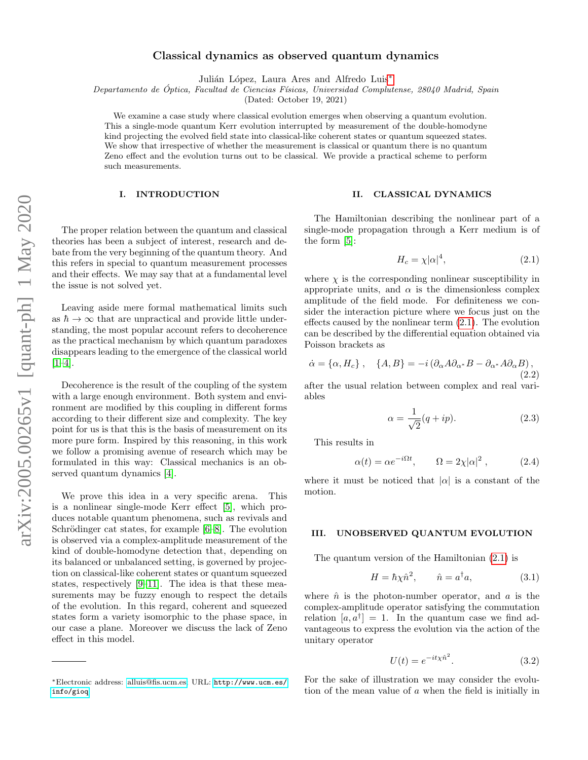# Classical dynamics as observed quantum dynamics

Julián López, Laura Ares and Alfredo Luis*

*Departamento de Óptica, Facultad de Ciencias Físicas, Universidad Complutense, 28040 Madrid, Spain*

(Dated: October 19, 2021)

We examine a case study where classical evolution emerges when observing a quantum evolution. This a single-mode quantum Kerr evolution interrupted by measurement of the double-homodyne kind projecting the evolved field state into classical-like coherent states or quantum squeezed states. We show that irrespective of whether the measurement is classical or quantum there is no quantum Zeno effect and the evolution turns out to be classical. We provide a practical scheme to perform such measurements.

## I. INTRODUCTION

The proper relation between the quantum and classical theories has been a subject of interest, research and debate from the very beginning of the quantum theory. And this refers in special to quantum measurement processes and their effects. We may say that at a fundamental level the issue is not solved yet.

Leaving aside mere formal mathematical limits such as $\hbar \to \infty$ that are unpractical and provide little understanding, the most popular account refers to decoherence as the practical mechanism by which quantum paradoxes disappears leading to the emergence of the classical world [1–4].

Decoherence is the result of the coupling of the system with a large enough environment. Both system and environment are modified by this coupling in different forms according to their different size and complexity. The key point for us is that this is the basis of measurement on its more pure form. Inspired by this reasoning, in this work we follow a promising avenue of research which may be formulated in this way: Classical mechanics is an observed quantum dynamics [4].

We prove this idea in a very specific arena. This is a nonlinear single-mode Kerr effect [5], which produces notable quantum phenomena, such as revivals and Schrödinger cat states, for example [6–8]. The evolution is observed via a complex-amplitude measurement of the kind of double-homodyne detection that, depending on its balanced or unbalanced setting, is governed by projection on classical-like coherent states or quantum squeezed states, respectively [9–11]. The idea is that these measurements may be fuzzy enough to respect the details of the evolution. In this regard, coherent and squeezed states form a variety isomorphic to the phase space, in our case a plane. Moreover we discuss the lack of Zeno effect in this model.

## II. CLASSICAL DYNAMICS

The Hamiltonian describing the nonlinear part of a single-mode propagation through a Kerr medium is of the form [5]:

$$H_c = \chi|\alpha|^4, \tag{2.1}$$

where $\chi$ is the corresponding nonlinear susceptibility in appropriate units, and $\alpha$ is the dimensionless complex amplitude of the field mode. For definiteness we consider the interaction picture where we focus just on the effects caused by the nonlinear term (2.1). The evolution can be described by the differential equation obtained via Poisson brackets as

$$\dot{\alpha} = \{\alpha, H_c\}, \quad \{A, B\} = -i\left(\partial_\alpha A \partial_{\alpha^*} B - \partial_{\alpha^*} A \partial_\alpha B\right), \tag{2.2}$$

after the usual relation between complex and real variables

$$\alpha = \frac{1}{\sqrt{2}}(q + ip). \tag{2.3}$$

This results in

$$\alpha(t) = \alpha e^{-i\Omega t}, \qquad \Omega = 2\chi|\alpha|^2, \tag{2.4}$$

where it must be noticed that $|\alpha|$ is a constant of the motion.

## III. UNOBSERVED QUANTUM EVOLUTION

The quantum version of the Hamiltonian (2.1) is

$$H = \hbar\chi\hat{n}^2, \qquad \hat{n} = a^\dagger a, \tag{3.1}$$

where $\hat{n}$ is the photon-number operator, and $a$ is the complex-amplitude operator satisfying the commutation relation $[a, a^\dagger] = 1$. In the quantum case we find advantageous to express the evolution via the action of the unitary operator

$$U(t) = e^{-it\chi\hat{n}^2}. \tag{3.2}$$

For the sake of illustration we may consider the evolution of the mean value of $a$ when the field is initially in

*Electronic address: alluis@fis.ucm.es; URL: http://www.ucm.es/info/gioq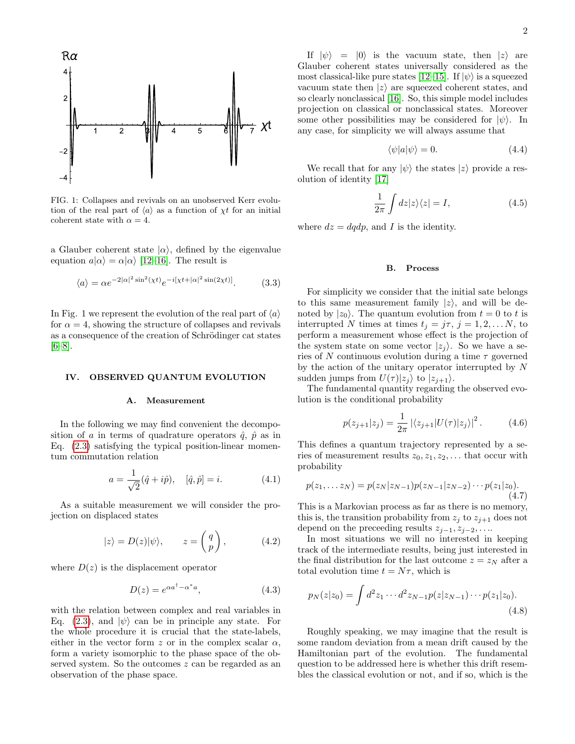FIG. 1: Collapses and revivals on an unobserved Kerr evolution of the real part of $\langle a \rangle$ as a function of $\chi t$ for an initial coherent state with $\alpha = 4$.

a Glauber coherent state $|\alpha\rangle$, defined by the eigenvalue equation $a|\alpha\rangle = \alpha|\alpha\rangle$ [12–16]. The result is

$$\langle a \rangle = \alpha e^{-2|\alpha|^2 \sin^2(\chi t)} e^{-i[\chi t + |\alpha|^2 \sin(2\chi t)]}. \tag{3.3}$$

In Fig. 1 we represent the evolution of the real part of $\langle a \rangle$ for $\alpha = 4$, showing the structure of collapses and revivals as a consequence of the creation of Schrödinger cat states [6–8].

## IV. OBSERVED QUANTUM EVOLUTION

### A. Measurement

In the following we may find convenient the decomposition of $a$ in terms of quadrature operators $\hat{q}$, $\hat{p}$ as in Eq. (2.3) satisfying the typical position-linear momentum commutation relation

$$a = \frac{1}{\sqrt{2}}(\hat{q} + i\hat{p}), \quad [\hat{q}, \hat{p}] = i. \tag{4.1}$$

As a suitable measurement we will consider the projection on displaced states

$$|z\rangle = D(z)|\psi\rangle, \qquad z = \begin{pmatrix} q \\ p \end{pmatrix}, \tag{4.2}$$

where $D(z)$ is the displacement operator

$$D(z) = e^{\alpha a^\dagger - \alpha^* a}, \tag{4.3}$$

with the relation between complex and real variables in Eq. (2.3), and $|\psi\rangle$ can be in principle any state. For the whole procedure it is crucial that the state-labels, either in the vector form $z$ or in the complex scalar $\alpha$, form a variety isomorphic to the phase space of the observed system. So the outcomes $z$ can be regarded as an observation of the phase space.

If $|\psi\rangle = |0\rangle$ is the vacuum state, then $|z\rangle$ are Glauber coherent states universally considered as the most classical-like pure states [12–15]. If $|\psi\rangle$ is a squeezed vacuum state then $|z\rangle$ are squeezed coherent states, and so clearly nonclassical [16]. So, this simple model includes projection on classical or nonclassical states. Moreover some other possibilities may be considered for $|\psi\rangle$. In any case, for simplicity we will always assume that

$$\langle \psi | a | \psi \rangle = 0. \tag{4.4}$$

We recall that for any $|\psi\rangle$ the states $|z\rangle$ provide a resolution of identity [17]

$$\frac{1}{2\pi} \int dz |z\rangle\langle z| = I, \tag{4.5}$$

where $dz = dqdp$, and $I$ is the identity.

### B. Process

For simplicity we consider that the initial sate belongs to this same measurement family $|z\rangle$, and will be denoted by $|z_0\rangle$. The quantum evolution from $t = 0$ to $t$ is interrupted $N$ times at times $t_j = j\tau$, $j = 1, 2, \ldots N$, to perform a measurement whose effect is the projection of the system state on some vector $|z_j\rangle$. So we have a series of $N$ continuous evolution during a time $\tau$ governed by the action of the unitary operator interrupted by $N$ sudden jumps from $U(\tau)|z_j\rangle$ to $|z_{j+1}\rangle$.

The fundamental quantity regarding the observed evolution is the conditional probability

$$p(z_{j+1}|z_j) = \frac{1}{2\pi} \left| \langle z_{j+1} | U(\tau) | z_j \rangle \right|^2. \tag{4.6}$$

This defines a quantum trajectory represented by a series of measurement results $z_0, z_1, z_2, \ldots$ that occur with probability

$$p(z_1, \ldots z_N) = p(z_N|z_{N-1}) p(z_{N-1}|z_{N-2}) \cdots p(z_1|z_0). \tag{4.7}$$

This is a Markovian process as far as there is no memory, this is, the transition probability from $z_j$ to $z_{j+1}$ does not depend on the preceeding results $z_{j-1}, z_{j-2}, \ldots$.

In most situations we will no interested in keeping track of the intermediate results, being just interested in the final distribution for the last outcome $z = z_N$ after a total evolution time $t = N\tau$, which is

$$p_N(z|z_0) = \int d^2 z_1 \cdots d^2 z_{N-1} p(z|z_{N-1}) \cdots p(z_1|z_0). \tag{4.8}$$

Roughly speaking, we may imagine that the result is some random deviation from a mean drift caused by the Hamiltonian part of the evolution. The fundamental question to be addressed here is whether this drift resembles the classical evolution or not, and if so, which is the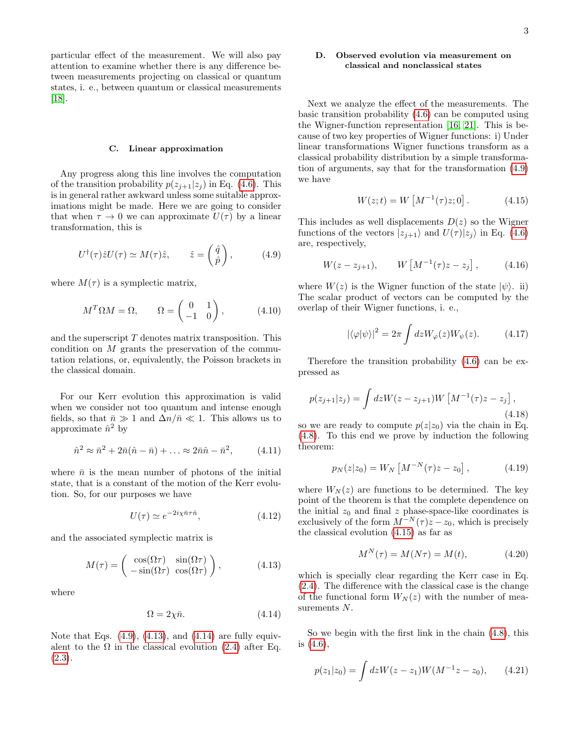particular effect of the measurement. We will also pay attention to examine whether there is any difference between measurements projecting on classical or quantum states, i. e., between quantum or classical measurements [18].

### C. Linear approximation

Any progress along this line involves the computation of the transition probability $p(z_{j+1}|z_j)$ in Eq. (4.6). This is in general rather awkward unless some suitable approximations might be made. Here we are going to consider that when $\tau \to 0$ we can approximate $U(\tau)$ by a linear transformation, this is

$$U^\dagger(\tau)\hat{z}U(\tau) \simeq M(\tau)\hat{z}, \qquad \hat{z} = \begin{pmatrix} \hat{q} \\ \hat{p} \end{pmatrix}, \tag{4.9}$$

where $M(\tau)$ is a symplectic matrix,

$$M^T \Omega M = \Omega, \qquad \Omega = \begin{pmatrix} 0 & 1 \\ -1 & 0 \end{pmatrix}, \tag{4.10}$$

and the superscript $T$ denotes matrix transposition. This condition on $M$ grants the preservation of the commutation relations, or, equivalently, the Poisson brackets in the classical domain.

For our Kerr evolution this approximation is valid when we consider not too quantum and intense enough fields, so that $\bar{n} \gg 1$ and $\Delta n/\bar{n} \ll 1$. This allows us to approximate $\hat{n}^2$ by

$$\hat{n}^2 \approx \bar{n}^2 + 2\bar{n}(\hat{n} - \bar{n}) + \ldots \approx 2\bar{n}\hat{n} - \bar{n}^2, \tag{4.11}$$

where $\bar{n}$ is the mean number of photons of the initial state, that is a constant of the motion of the Kerr evolution. So, for our purposes we have

$$U(\tau) \simeq e^{-2i\chi\bar{n}\tau\hat{n}}, \tag{4.12}$$

and the associated symplectic matrix is

$$M(\tau) = \begin{pmatrix} \cos(\Omega\tau) & \sin(\Omega\tau) \\ -\sin(\Omega\tau) & \cos(\Omega\tau) \end{pmatrix}, \tag{4.13}$$

where

$$\Omega = 2\chi\bar{n}. \tag{4.14}$$

Note that Eqs. (4.9), (4.13), and (4.14) are fully equivalent to the $\Omega$ in the classical evolution (2.4) after Eq. (2.3).

### D. Observed evolution via measurement on classical and nonclassical states

Next we analyze the effect of the measurements. The basic transition probability (4.6) can be computed using the Wigner-function representation [16, 21]. This is because of two key properties of Wigner functions: i) Under linear transformations Wigner functions transform as a classical probability distribution by a simple transformation of arguments, say that for the transformation (4.9) we have

$$W(z;t) = W\left[M^{-1}(\tau)z; 0\right]. \tag{4.15}$$

This includes as well displacements $D(z)$ so the Wigner functions of the vectors $|z_{j+1}\rangle$ and $U(\tau)|z_j\rangle$ in Eq. (4.6) are, respectively,

$$W(z - z_{j+1}), \qquad W\left[M^{-1}(\tau)z - z_j\right], \tag{4.16}$$

where $W(z)$ is the Wigner function of the state $|\psi\rangle$. ii) The scalar product of vectors can be computed by the overlap of their Wigner functions, i. e.,

$$|\langle\varphi|\psi\rangle|^2 = 2\pi \int dz W_\varphi(z) W_\psi(z). \tag{4.17}$$

Therefore the transition probability (4.6) can be expressed as

$$p(z_{j+1}|z_j) = \int dz W(z - z_{j+1}) W\left[M^{-1}(\tau)z - z_j\right], \tag{4.18}$$

so we are ready to compute $p(z|z_0)$ via the chain in Eq. (4.8). To this end we prove by induction the following theorem:

$$p_N(z|z_0) = W_N\left[M^{-N}(\tau)z - z_0\right], \tag{4.19}$$

where $W_N(z)$ are functions to be determined. The key point of the theorem is that the complete dependence on the initial $z_0$ and final $z$ phase-space-like coordinates is exclusively of the form $M^{-N}(\tau)z - z_0$, which is precisely the classical evolution (4.15) as far as

$$M^N(\tau) = M(N\tau) = M(t), \tag{4.20}$$

which is specially clear regarding the Kerr case in Eq. (2.4). The difference with the classical case is the change of the functional form $W_N(z)$ with the number of measurements $N$.

So we begin with the first link in the chain (4.8), this is (4.6),

$$p(z_1|z_0) = \int dz W(z - z_1) W(M^{-1}z - z_0), \tag{4.21}$$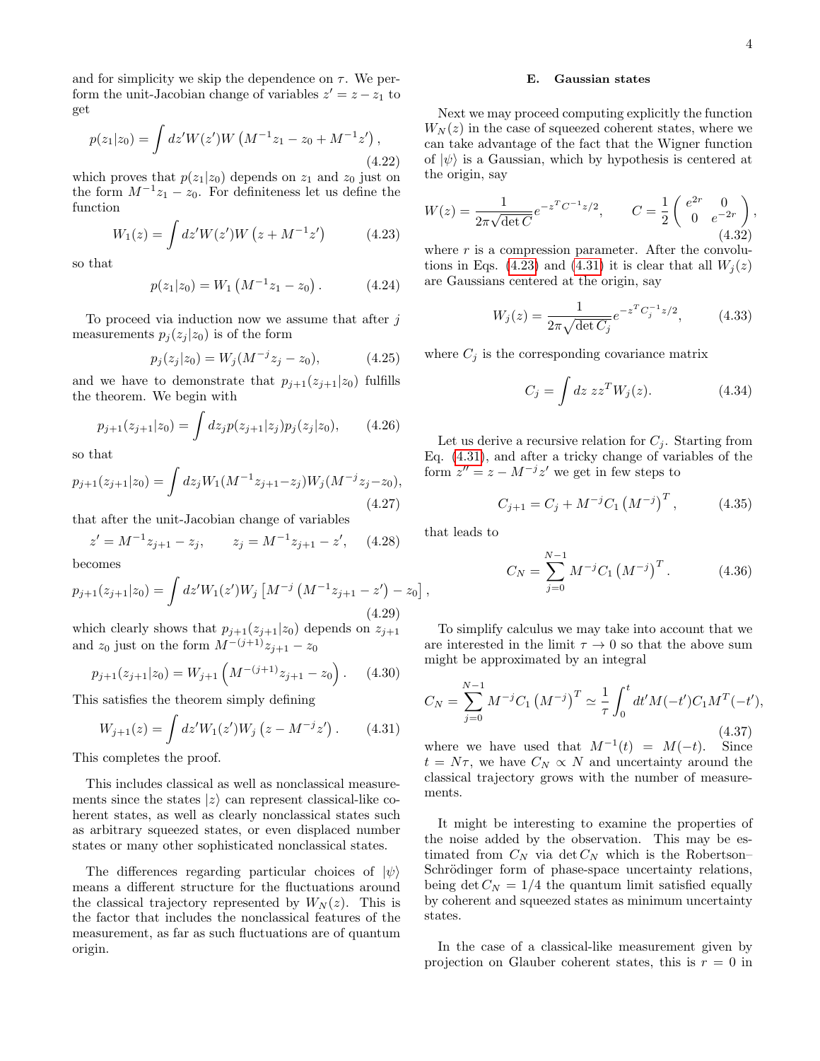and for simplicity we skip the dependence on $\tau$. We perform the unit-Jacobian change of variables $z' = z - z_1$ to get

$$p(z_1|z_0) = \int dz' W(z') W\left(M^{-1}z_1 - z_0 + M^{-1}z'\right), \tag{4.22}$$

which proves that $p(z_1|z_0)$ depends on $z_1$ and $z_0$ just on the form $M^{-1}z_1 - z_0$. For definiteness let us define the function

$$W_1(z) = \int dz' W(z') W\left(z + M^{-1}z'\right) \tag{4.23}$$

so that

$$p(z_1|z_0) = W_1\left(M^{-1}z_1 - z_0\right). \tag{4.24}$$

To proceed via induction now we assume that after $j$ measurements $p_j(z_j|z_0)$ is of the form

$$p_j(z_j|z_0) = W_j(M^{-j}z_j - z_0), \tag{4.25}$$

and we have to demonstrate that $p_{j+1}(z_{j+1}|z_0)$ fulfills the theorem. We begin with

$$p_{j+1}(z_{j+1}|z_0) = \int dz_j p(z_{j+1}|z_j) p_j(z_j|z_0), \tag{4.26}$$

so that

$$p_{j+1}(z_{j+1}|z_0) = \int dz_j W_1(M^{-1}z_{j+1} - z_j) W_j(M^{-j}z_j - z_0), \tag{4.27}$$

that after the unit-Jacobian change of variables

$$z' = M^{-1}z_{j+1} - z_j, \qquad z_j = M^{-1}z_{j+1} - z', \tag{4.28}$$

becomes

$$p_{j+1}(z_{j+1}|z_0) = \int dz' W_1(z') W_j\left[M^{-j}\left(M^{-1}z_{j+1} - z'\right) - z_0\right], \tag{4.29}$$

which clearly shows that $p_{j+1}(z_{j+1}|z_0)$ depends on $z_{j+1}$ and $z_0$ just on the form $M^{-(j+1)}z_{j+1} - z_0$

$$p_{j+1}(z_{j+1}|z_0) = W_{j+1}\left(M^{-(j+1)}z_{j+1} - z_0\right). \tag{4.30}$$

This satisfies the theorem simply defining

$$W_{j+1}(z) = \int dz' W_1(z') W_j\left(z - M^{-j}z'\right). \tag{4.31}$$

This completes the proof.

This includes classical as well as nonclassical measurements since the states $|z\rangle$ can represent classical-like coherent states, as well as clearly nonclassical states such as arbitrary squeezed states, or even displaced number states or many other sophisticated nonclassical states.

The differences regarding particular choices of $|\psi\rangle$ means a different structure for the fluctuations around the classical trajectory represented by $W_N(z)$. This is the factor that includes the nonclassical features of the measurement, as far as such fluctuations are of quantum origin.

### E. Gaussian states

Next we may proceed computing explicitly the function $W_N(z)$ in the case of squeezed coherent states, where we can take advantage of the fact that the Wigner function of $|\psi\rangle$ is a Gaussian, which by hypothesis is centered at the origin, say

$$W(z) = \frac{1}{2\pi\sqrt{\det C}} e^{-z^T C^{-1} z/2}, \qquad C = \frac{1}{2}\begin{pmatrix} e^{2r} & 0 \\ 0 & e^{-2r} \end{pmatrix}, \tag{4.32}$$

where $r$ is a compression parameter. After the convolutions in Eqs. (4.23) and (4.31) it is clear that all $W_j(z)$ are Gaussians centered at the origin, say

$$W_j(z) = \frac{1}{2\pi\sqrt{\det C_j}} e^{-z^T C_j^{-1} z/2}, \tag{4.33}$$

where $C_j$ is the corresponding covariance matrix

$$C_j = \int dz\, z z^T W_j(z). \tag{4.34}$$

Let us derive a recursive relation for $C_j$. Starting from Eq. (4.31), and after a tricky change of variables of the form $z'' = z - M^{-j}z'$ we get in few steps to

$$C_{j+1} = C_j + M^{-j} C_1 \left(M^{-j}\right)^T, \tag{4.35}$$

that leads to

$$C_N = \sum_{j=0}^{N-1} M^{-j} C_1 \left(M^{-j}\right)^T. \tag{4.36}$$

To simplify calculus we may take into account that we are interested in the limit $\tau \to 0$ so that the above sum might be approximated by an integral

$$C_N = \sum_{j=0}^{N-1} M^{-j} C_1 \left(M^{-j}\right)^T \simeq \frac{1}{\tau}\int_0^t dt' M(-t') C_1 M^T(-t'), \tag{4.37}$$

where we have used that $M^{-1}(t) = M(-t)$. Since $t = N\tau$, we have $C_N \propto N$ and uncertainty around the classical trajectory grows with the number of measurements.

It might be interesting to examine the properties of the noise added by the observation. This may be estimated from $C_N$ via $\det C_N$ which is the Robertson–Schrödinger form of phase-space uncertainty relations, being $\det C_N = 1/4$ the quantum limit satisfied equally by coherent and squeezed states as minimum uncertainty states.

In the case of a classical-like measurement given by projection on Glauber coherent states, this is $r = 0$ in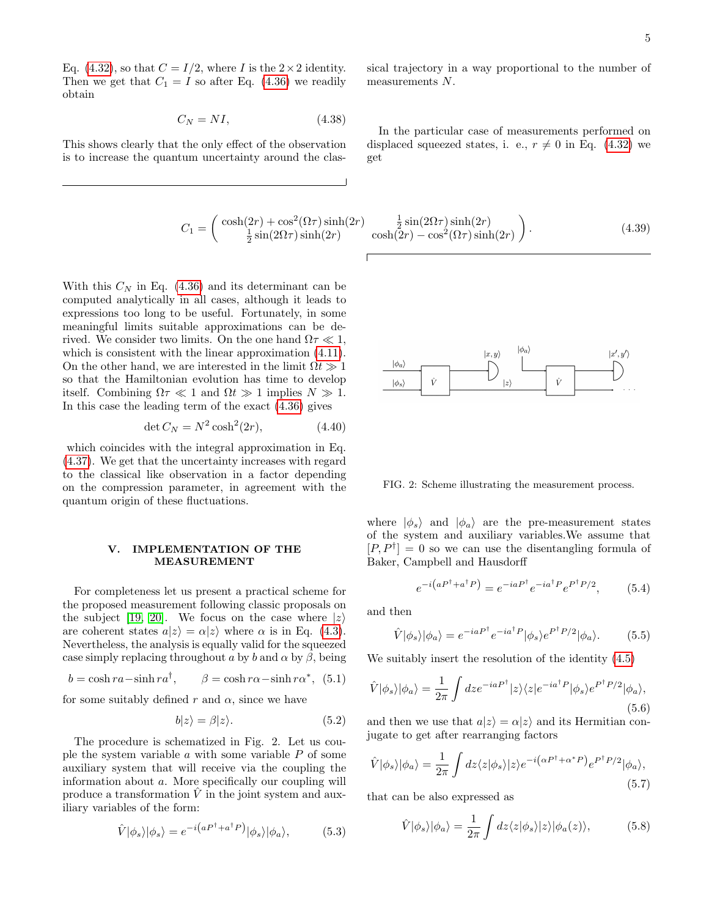Eq. (4.32), so that $C = I/2$, where $I$ is the $2 \times 2$ identity. Then we get that $C_1 = I$ so after Eq. (4.36) we readily obtain

$$C_N = NI, \tag{4.38}$$

This shows clearly that the only effect of the observation is to increase the quantum uncertainty around the classical trajectory in a way proportional to the number of measurements $N$.

In the particular case of measurements performed on displaced squeezed states, i. e., $r \neq 0$ in Eq. (4.32) we get

$$C_1 = \begin{pmatrix} \cosh(2r) + \cos^2(\Omega\tau)\sinh(2r) & \frac{1}{2}\sin(2\Omega\tau)\sinh(2r) \\ \frac{1}{2}\sin(2\Omega\tau)\sinh(2r) & \cosh(2r) - \cos^2(\Omega\tau)\sinh(2r) \end{pmatrix}. \tag{4.39}$$

With this $C_N$ in Eq. (4.36) and its determinant can be computed analytically in all cases, although it leads to expressions too long to be useful. Fortunately, in some meaningful limits suitable approximations can be derived. We consider two limits. On the one hand $\Omega\tau \ll 1$, which is consistent with the linear approximation (4.11). On the other hand, we are interested in the limit $\Omega t \gg 1$ so that the Hamiltonian evolution has time to develop itself. Combining $\Omega\tau \ll 1$ and $\Omega t \gg 1$ implies $N \gg 1$. In this case the leading term of the exact (4.36) gives

$$\det C_N = N^2 \cosh^2(2r), \tag{4.40}$$

which coincides with the integral approximation in Eq. (4.37). We get that the uncertainty increases with regard to the classical like observation in a factor depending on the compression parameter, in agreement with the quantum origin of these fluctuations.

## V. IMPLEMENTATION OF THE MEASUREMENT

For completeness let us present a practical scheme for the proposed measurement following classic proposals on the subject [19, 20]. We focus on the case where $|z\rangle$ are coherent states $a|z\rangle = \alpha|z\rangle$ where $\alpha$ is in Eq. (4.3). Nevertheless, the analysis is equally valid for the squeezed case simply replacing throughout $a$ by $b$ and $\alpha$ by $\beta$, being

$$b = \cosh r a - \sinh r a^\dagger, \qquad \beta = \cosh r \alpha - \sinh r \alpha^*, \tag{5.1}$$

for some suitably defined $r$ and $\alpha$, since we have

$$b|z\rangle = \beta|z\rangle. \tag{5.2}$$

The procedure is schematized in Fig. 2. Let us couple the system variable $a$ with some variable $P$ of some auxiliary system that will receive via the coupling the information about $a$. More specifically our coupling will produce a transformation $\hat{V}$ in the joint system and auxiliary variables of the form:

$$\hat{V}|\phi_s\rangle|\phi_s\rangle = e^{-i\left(aP^\dagger + a^\dagger P\right)}|\phi_s\rangle|\phi_a\rangle, \tag{5.3}$$

FIG. 2: Scheme illustrating the measurement process.

where $|\phi_s\rangle$ and $|\phi_a\rangle$ are the pre-measurement states of the system and auxiliary variables.We assume that $[P, P^\dagger] = 0$ so we can use the disentangling formula of Baker, Campbell and Hausdorff

$$e^{-i\left(aP^\dagger + a^\dagger P\right)} = e^{-iaP^\dagger} e^{-ia^\dagger P} e^{P^\dagger P/2}, \tag{5.4}$$

and then

$$\hat{V}|\phi_s\rangle|\phi_a\rangle = e^{-iaP^\dagger} e^{-ia^\dagger P}|\phi_s\rangle e^{P^\dagger P/2}|\phi_a\rangle. \tag{5.5}$$

We suitably insert the resolution of the identity (4.5)

$$\hat{V}|\phi_s\rangle|\phi_a\rangle = \frac{1}{2\pi}\int dz e^{-iaP^\dagger}|z\rangle\langle z|e^{-ia^\dagger P}|\phi_s\rangle e^{P^\dagger P/2}|\phi_a\rangle, \tag{5.6}$$

and then we use that $a|z\rangle = \alpha|z\rangle$ and its Hermitian conjugate to get after rearranging factors

$$\hat{V}|\phi_s\rangle|\phi_a\rangle = \frac{1}{2\pi}\int dz \langle z|\phi_s\rangle|z\rangle e^{-i\left(\alpha P^\dagger + \alpha^* P\right)} e^{P^\dagger P/2}|\phi_a\rangle, \tag{5.7}$$

that can be also expressed as

$$\hat{V}|\phi_s\rangle|\phi_a\rangle = \frac{1}{2\pi}\int dz \langle z|\phi_s\rangle|z\rangle|\phi_a(z)\rangle, \tag{5.8}$$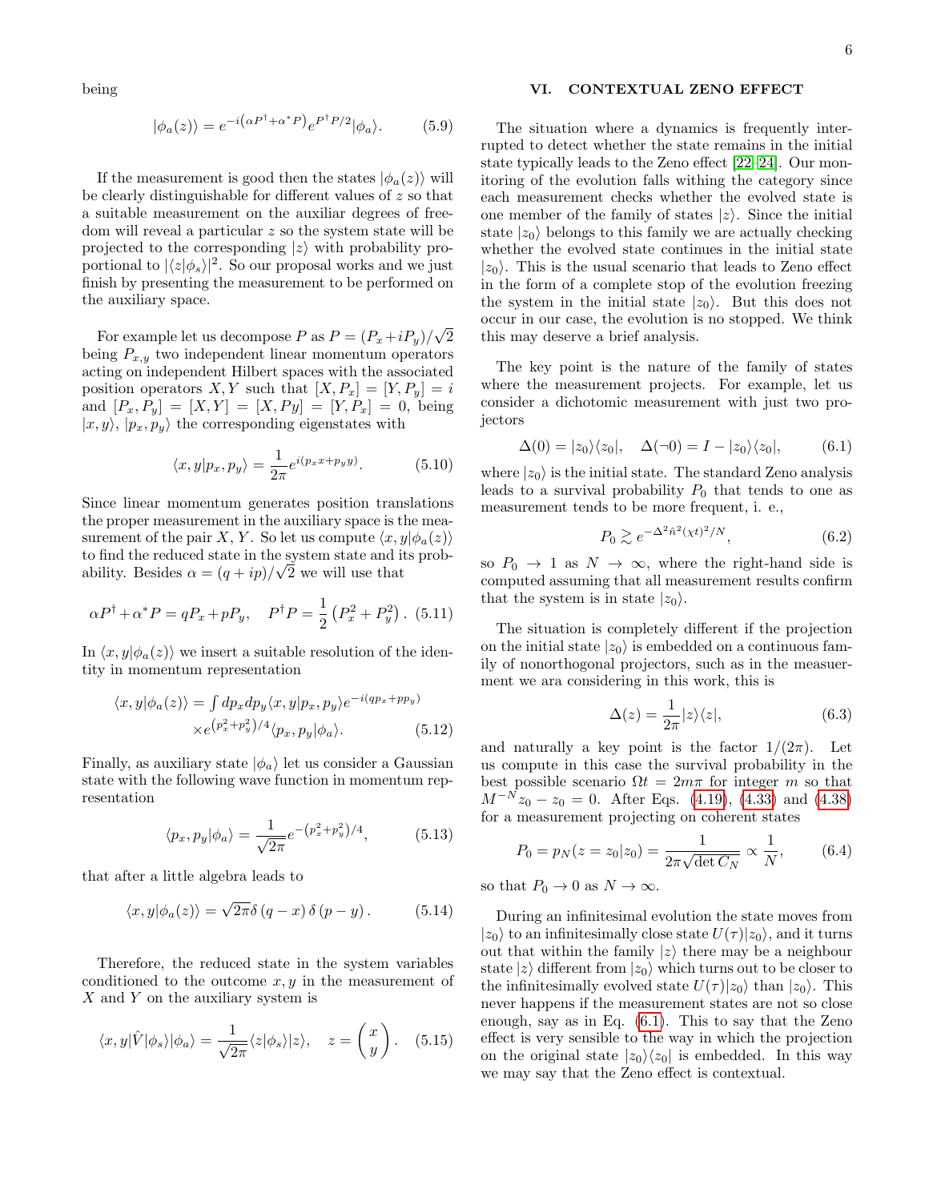being

$$|\phi_a(z)\rangle = e^{-i\left(\alpha P^\dagger + \alpha^* P\right)} e^{P^\dagger P/2} |\phi_a\rangle. \tag{5.9}$$

If the measurement is good then the states $|\phi_a(z)\rangle$ will be clearly distinguishable for different values of $z$ so that a suitable measurement on the auxiliar degrees of freedom will reveal a particular $z$ so the system state will be projected to the corresponding $|z\rangle$ with probability proportional to $|\langle z|\phi_s\rangle|^2$. So our proposal works and we just finish by presenting the measurement to be performed on the auxiliary space.

For example let us decompose $P$ as $P = (P_x + iP_y)/\sqrt{2}$ being $P_{x,y}$ two independent linear momentum operators acting on independent Hilbert spaces with the associated position operators $X, Y$ such that $[X, P_x] = [Y, P_y] = i$ and $[P_x, P_y] = [X, Y] = [X, Py] = [Y, P_x] = 0$, being $|x, y\rangle$, $|p_x, p_y\rangle$ the corresponding eigenstates with

$$\langle x, y|p_x, p_y\rangle = \frac{1}{2\pi} e^{i(p_x x + p_y y)}. \tag{5.10}$$

Since linear momentum generates position translations the proper measurement in the auxiliary space is the measurement of the pair $X, Y$. So let us compute $\langle x, y|\phi_a(z)\rangle$ to find the reduced state in the system state and its probability. Besides $\alpha = (q + ip)/\sqrt{2}$ we will use that

$$\alpha P^\dagger + \alpha^* P = qP_x + pP_y, \quad P^\dagger P = \frac{1}{2}\left(P_x^2 + P_y^2\right). \tag{5.11}$$

In $\langle x, y|\phi_a(z)\rangle$ we insert a suitable resolution of the identity in momentum representation

$$\begin{aligned}\langle x, y|\phi_a(z)\rangle = \int dp_x dp_y \langle x, y|p_x, p_y\rangle e^{-i(qp_x + pp_y)} \\ \times e^{\left(p_x^2 + p_y^2\right)/4} \langle p_x, p_y|\phi_a\rangle.\end{aligned} \tag{5.12}$$

Finally, as auxiliary state $|\phi_a\rangle$ let us consider a Gaussian state with the following wave function in momentum representation

$$\langle p_x, p_y|\phi_a\rangle = \frac{1}{\sqrt{2\pi}} e^{-\left(p_x^2 + p_y^2\right)/4}, \tag{5.13}$$

that after a little algebra leads to

$$\langle x, y|\phi_a(z)\rangle = \sqrt{2\pi}\,\delta\left(q - x\right)\delta\left(p - y\right). \tag{5.14}$$

Therefore, the reduced state in the system variables conditioned to the outcome $x, y$ in the measurement of $X$ and $Y$ on the auxiliary system is

$$\langle x, y|\hat{V}|\phi_s\rangle|\phi_a\rangle = \frac{1}{\sqrt{2\pi}}\langle z|\phi_s\rangle|z\rangle, \quad z = \begin{pmatrix} x \\ y \end{pmatrix}. \tag{5.15}$$

## VI. CONTEXTUAL ZENO EFFECT

The situation where a dynamics is frequently interrupted to detect whether the state remains in the initial state typically leads to the Zeno effect [22–24]. Our monitoring of the evolution falls withing the category since each measurement checks whether the evolved state is one member of the family of states $|z\rangle$. Since the initial state $|z_0\rangle$ belongs to this family we are actually checking whether the evolved state continues in the initial state $|z_0\rangle$. This is the usual scenario that leads to Zeno effect in the form of a complete stop of the evolution freezing the system in the initial state $|z_0\rangle$. But this does not occur in our case, the evolution is no stopped. We think this may deserve a brief analysis.

The key point is the nature of the family of states where the measurement projects. For example, let us consider a dichotomic measurement with just two projectors

$$\Delta(0) = |z_0\rangle\langle z_0|, \quad \Delta(\neg 0) = I - |z_0\rangle\langle z_0|, \tag{6.1}$$

where $|z_0\rangle$ is the initial state. The standard Zeno analysis leads to a survival probability $P_0$ that tends to one as measurement tends to be more frequent, i. e.,

$$P_0 \gtrsim e^{-\Delta^2 \hat{n}^2 (\chi t)^2/N}, \tag{6.2}$$

so $P_0 \to 1$ as $N \to \infty$, where the right-hand side is computed assuming that all measurement results confirm that the system is in state $|z_0\rangle$.

The situation is completely different if the projection on the initial state $|z_0\rangle$ is embedded on a continuous family of nonorthogonal projectors, such as in the measurement we ara considering in this work, this is

$$\Delta(z) = \frac{1}{2\pi}|z\rangle\langle z|, \tag{6.3}$$

and naturally a key point is the factor $1/(2\pi)$. Let us compute in this case the survival probability in the best possible scenario $\Omega t = 2m\pi$ for integer $m$ so that $M^{-N} z_0 - z_0 = 0$. After Eqs. (4.19), (4.33) and (4.38) for a measurement projecting on coherent states

$$P_0 = p_N(z = z_0|z_0) = \frac{1}{2\pi\sqrt{\det C_N}} \propto \frac{1}{N}, \tag{6.4}$$

so that $P_0 \to 0$ as $N \to \infty$.

During an infinitesimal evolution the state moves from $|z_0\rangle$ to an infinitesimally close state $U(\tau)|z_0\rangle$, and it turns out that within the family $|z\rangle$ there may be a neighbour state $|z\rangle$ different from $|z_0\rangle$ which turns out to be closer to the infinitesimally evolved state $U(\tau)|z_0\rangle$ than $|z_0\rangle$. This never happens if the measurement states are not so close enough, say as in Eq. (6.1). This to say that the Zeno effect is very sensible to the way in which the projection on the original state $|z_0\rangle\langle z_0|$ is embedded. In this way we may say that the Zeno effect is contextual.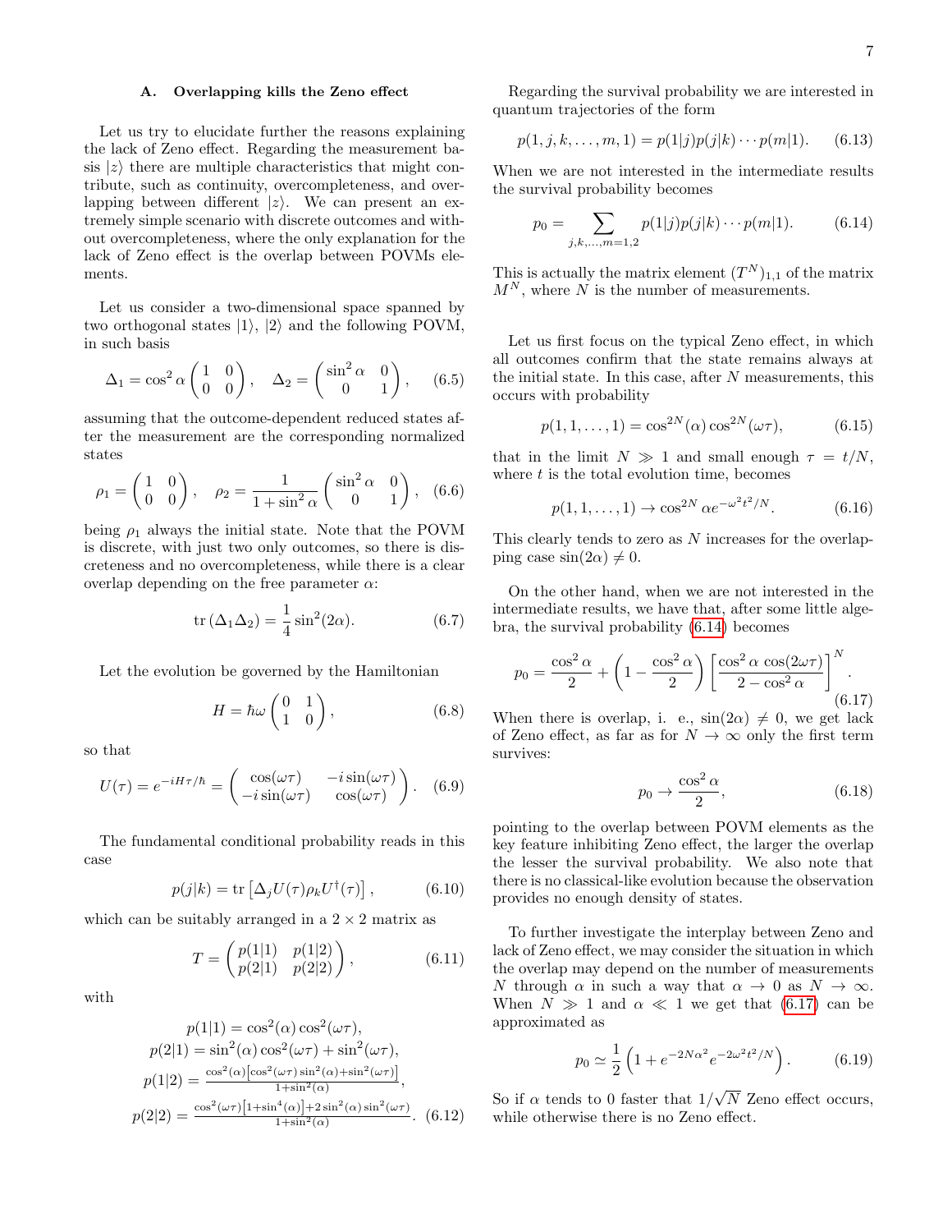### A. Overlapping kills the Zeno effect

Let us try to elucidate further the reasons explaining the lack of Zeno effect. Regarding the measurement basis $|z\rangle$ there are multiple characteristics that might contribute, such as continuity, overcompleteness, and overlapping between different $|z\rangle$. We can present an extremely simple scenario with discrete outcomes and without overcompleteness, where the only explanation for the lack of Zeno effect is the overlap between POVMs elements.

Let us consider a two-dimensional space spanned by two orthogonal states $|1\rangle$, $|2\rangle$ and the following POVM, in such basis

$$\Delta_1 = \cos^2\alpha \begin{pmatrix} 1 & 0 \\ 0 & 0 \end{pmatrix}, \quad \Delta_2 = \begin{pmatrix} \sin^2\alpha & 0 \\ 0 & 1 \end{pmatrix}, \tag{6.5}$$

assuming that the outcome-dependent reduced states after the measurement are the corresponding normalized states

$$\rho_1 = \begin{pmatrix} 1 & 0 \\ 0 & 0 \end{pmatrix}, \quad \rho_2 = \frac{1}{1+\sin^2\alpha} \begin{pmatrix} \sin^2\alpha & 0 \\ 0 & 1 \end{pmatrix}, \tag{6.6}$$

being $\rho_1$ always the initial state. Note that the POVM is discrete, with just two only outcomes, so there is discreteness and no overcompleteness, while there is a clear overlap depending on the free parameter $\alpha$:

$$\mathrm{tr}\,(\Delta_1\Delta_2) = \frac{1}{4}\sin^2(2\alpha). \tag{6.7}$$

Let the evolution be governed by the Hamiltonian

$$H = \hbar\omega \begin{pmatrix} 0 & 1 \\ 1 & 0 \end{pmatrix}, \tag{6.8}$$

so that

$$U(\tau) = e^{-iH\tau/\hbar} = \begin{pmatrix} \cos(\omega\tau) & -i\sin(\omega\tau) \\ -i\sin(\omega\tau) & \cos(\omega\tau) \end{pmatrix}. \tag{6.9}$$

The fundamental conditional probability reads in this case

$$p(j|k) = \mathrm{tr}\left[\Delta_j U(\tau)\rho_k U^\dagger(\tau)\right], \tag{6.10}$$

which can be suitably arranged in a $2\times 2$ matrix as

$$T = \begin{pmatrix} p(1|1) & p(1|2) \\ p(2|1) & p(2|2) \end{pmatrix}, \tag{6.11}$$

with

$$\begin{aligned} p(1|1) &= \cos^2(\alpha)\cos^2(\omega\tau), \\ p(2|1) &= \sin^2(\alpha)\cos^2(\omega\tau) + \sin^2(\omega\tau), \\ p(1|2) &= \frac{\cos^2(\alpha)\left[\cos^2(\omega\tau)\sin^2(\alpha)+\sin^2(\omega\tau)\right]}{1+\sin^2(\alpha)}, \\ p(2|2) &= \frac{\cos^2(\omega\tau)\left[1+\sin^4(\alpha)\right]+2\sin^2(\alpha)\sin^2(\omega\tau)}{1+\sin^2(\alpha)}. \end{aligned} \tag{6.12}$$

Regarding the survival probability we are interested in quantum trajectories of the form

$$p(1,j,k,\ldots,m,1) = p(1|j)p(j|k)\cdots p(m|1). \tag{6.13}$$

When we are not interested in the intermediate results the survival probability becomes

$$p_0 = \sum_{j,k,\ldots,m=1,2} p(1|j)p(j|k)\cdots p(m|1). \tag{6.14}$$

This is actually the matrix element $(T^N)_{1,1}$ of the matrix $M^N$, where $N$ is the number of measurements.

Let us first focus on the typical Zeno effect, in which all outcomes confirm that the state remains always at the initial state. In this case, after $N$ measurements, this occurs with probability

$$p(1,1,\ldots,1) = \cos^{2N}(\alpha)\cos^{2N}(\omega\tau), \tag{6.15}$$

that in the limit $N \gg 1$ and small enough $\tau = t/N$, where $t$ is the total evolution time, becomes

$$p(1,1,\ldots,1) \to \cos^{2N}\alpha e^{-\omega^2 t^2/N}. \tag{6.16}$$

This clearly tends to zero as $N$ increases for the overlapping case $\sin(2\alpha) \neq 0$.

On the other hand, when we are not interested in the intermediate results, we have that, after some little algebra, the survival probability (6.14) becomes

$$p_0 = \frac{\cos^2\alpha}{2} + \left(1 - \frac{\cos^2\alpha}{2}\right)\left[\frac{\cos^2\alpha\,\cos(2\omega\tau)}{2-\cos^2\alpha}\right]^N. \tag{6.17}$$

When there is overlap, i. e., $\sin(2\alpha) \neq 0$, we get lack of Zeno effect, as far as for $N \to \infty$ only the first term survives:

$$p_0 \to \frac{\cos^2\alpha}{2}, \tag{6.18}$$

pointing to the overlap between POVM elements as the key feature inhibiting Zeno effect, the larger the overlap the lesser the survival probability. We also note that there is no classical-like evolution because the observation provides no enough density of states.

To further investigate the interplay between Zeno and lack of Zeno effect, we may consider the situation in which the overlap may depend on the number of measurements $N$ through $\alpha$ in such a way that $\alpha \to 0$ as $N \to \infty$. When $N \gg 1$ and $\alpha \ll 1$ we get that (6.17) can be approximated as

$$p_0 \simeq \frac{1}{2}\left(1 + e^{-2N\alpha^2}e^{-2\omega^2 t^2/N}\right). \tag{6.19}$$

So if $\alpha$ tends to 0 faster that $1/\sqrt{N}$ Zeno effect occurs, while otherwise there is no Zeno effect.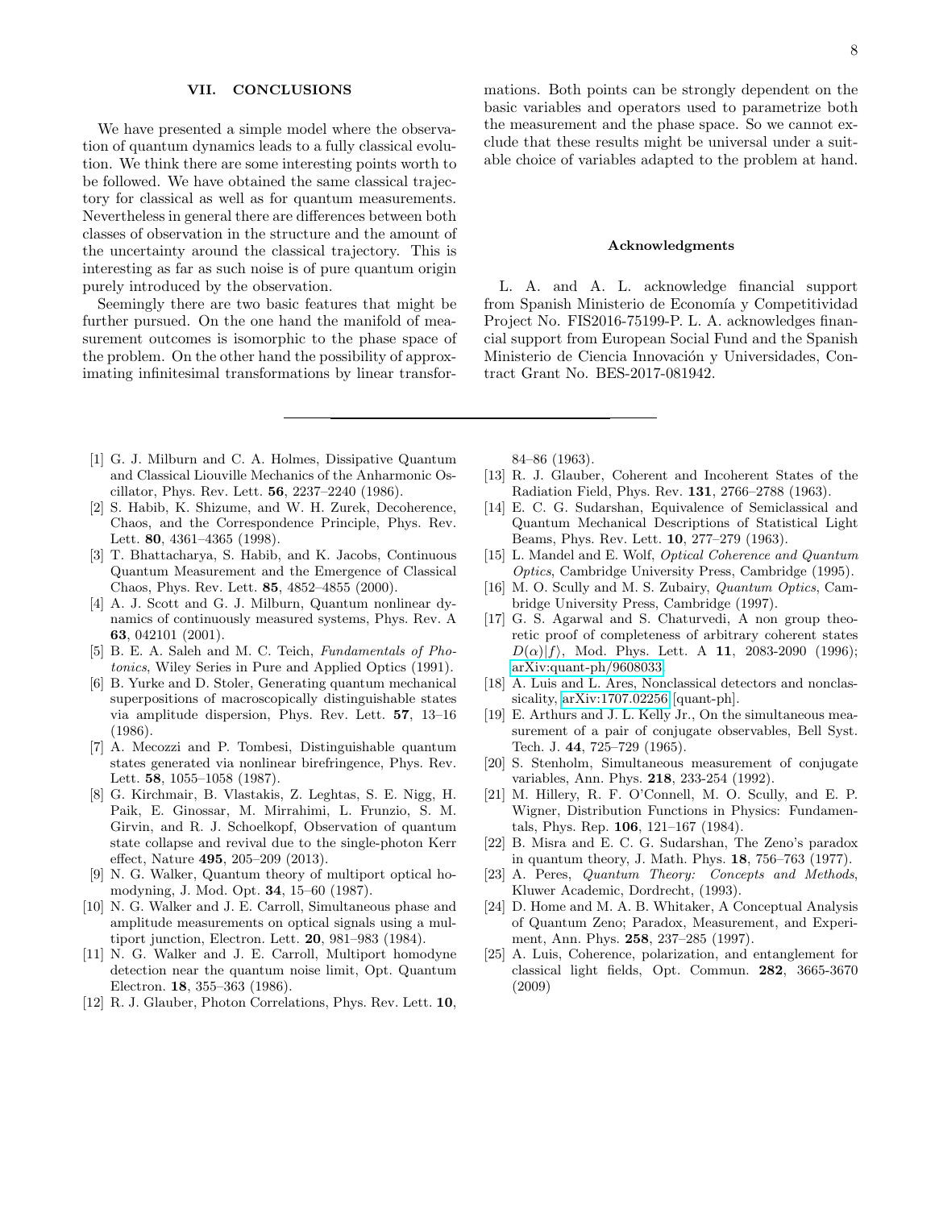## VII. CONCLUSIONS

We have presented a simple model where the observation of quantum dynamics leads to a fully classical evolution. We think there are some interesting points worth to be followed. We have obtained the same classical trajectory for classical as well as for quantum measurements. Nevertheless in general there are differences between both classes of observation in the structure and the amount of the uncertainty around the classical trajectory. This is interesting as far as such noise is of pure quantum origin purely introduced by the observation.

Seemingly there are two basic features that might be further pursued. On the one hand the manifold of measurement outcomes is isomorphic to the phase space of the problem. On the other hand the possibility of approximating infinitesimal transformations by linear transformations. Both points can be strongly dependent on the basic variables and operators used to parametrize both the measurement and the phase space. So we cannot exclude that these results might be universal under a suitable choice of variables adapted to the problem at hand.

### Acknowledgments

L. A. and A. L. acknowledge financial support from Spanish Ministerio de Economía y Competitividad Project No. FIS2016-75199-P. L. A. acknowledges financial support from European Social Fund and the Spanish Ministerio de Ciencia Innovación y Universidades, Contract Grant No. BES-2017-081942.

---

[1] G. J. Milburn and C. A. Holmes, Dissipative Quantum and Classical Liouville Mechanics of the Anharmonic Oscillator, Phys. Rev. Lett. **56**, 2237–2240 (1986).

[2] S. Habib, K. Shizume, and W. H. Zurek, Decoherence, Chaos, and the Correspondence Principle, Phys. Rev. Lett. **80**, 4361–4365 (1998).

[3] T. Bhattacharya, S. Habib, and K. Jacobs, Continuous Quantum Measurement and the Emergence of Classical Chaos, Phys. Rev. Lett. **85**, 4852–4855 (2000).

[4] A. J. Scott and G. J. Milburn, Quantum nonlinear dynamics of continuously measured systems, Phys. Rev. A **63**, 042101 (2001).

[5] B. E. A. Saleh and M. C. Teich, *Fundamentals of Photonics*, Wiley Series in Pure and Applied Optics (1991).

[6] B. Yurke and D. Stoler, Generating quantum mechanical superpositions of macroscopically distinguishable states via amplitude dispersion, Phys. Rev. Lett. **57**, 13–16 (1986).

[7] A. Mecozzi and P. Tombesi, Distinguishable quantum states generated via nonlinear birefringence, Phys. Rev. Lett. **58**, 1055–1058 (1987).

[8] G. Kirchmair, B. Vlastakis, Z. Leghtas, S. E. Nigg, H. Paik, E. Ginossar, M. Mirrahimi, L. Frunzio, S. M. Girvin, and R. J. Schoelkopf, Observation of quantum state collapse and revival due to the single-photon Kerr effect, Nature **495**, 205–209 (2013).

[9] N. G. Walker, Quantum theory of multiport optical homodyning, J. Mod. Opt. **34**, 15–60 (1987).

[10] N. G. Walker and J. E. Carroll, Simultaneous phase and amplitude measurements on optical signals using a multiport junction, Electron. Lett. **20**, 981–983 (1984).

[11] N. G. Walker and J. E. Carroll, Multiport homodyne detection near the quantum noise limit, Opt. Quantum Electron. **18**, 355–363 (1986).

[12] R. J. Glauber, Photon Correlations, Phys. Rev. Lett. **10**, 84–86 (1963).

[13] R. J. Glauber, Coherent and Incoherent States of the Radiation Field, Phys. Rev. **131**, 2766–2788 (1963).

[14] E. C. G. Sudarshan, Equivalence of Semiclassical and Quantum Mechanical Descriptions of Statistical Light Beams, Phys. Rev. Lett. **10**, 277–279 (1963).

[15] L. Mandel and E. Wolf, *Optical Coherence and Quantum Optics*, Cambridge University Press, Cambridge (1995).

[16] M. O. Scully and M. S. Zubairy, *Quantum Optics*, Cambridge University Press, Cambridge (1997).

[17] G. S. Agarwal and S. Chaturvedi, A non group theoretic proof of completeness of arbitrary coherent states $D(\alpha)|f\rangle$, Mod. Phys. Lett. A **11**, 2083-2090 (1996); arXiv:quant-ph/9608033.

[18] A. Luis and L. Ares, Nonclassical detectors and nonclassicality, arXiv:1707.02256 [quant-ph].

[19] E. Arthurs and J. L. Kelly Jr., On the simultaneous measurement of a pair of conjugate observables, Bell Syst. Tech. J. **44**, 725–729 (1965).

[20] S. Stenholm, Simultaneous measurement of conjugate variables, Ann. Phys. **218**, 233-254 (1992).

[21] M. Hillery, R. F. O'Connell, M. O. Scully, and E. P. Wigner, Distribution Functions in Physics: Fundamentals, Phys. Rep. **106**, 121–167 (1984).

[22] B. Misra and E. C. G. Sudarshan, The Zeno's paradox in quantum theory, J. Math. Phys. **18**, 756–763 (1977).

[23] A. Peres, *Quantum Theory: Concepts and Methods*, Kluwer Academic, Dordrecht, (1993).

[24] D. Home and M. A. B. Whitaker, A Conceptual Analysis of Quantum Zeno; Paradox, Measurement, and Experiment, Ann. Phys. **258**, 237–285 (1997).

[25] A. Luis, Coherence, polarization, and entanglement for classical light fields, Opt. Commun. **282**, 3665-3670 (2009)